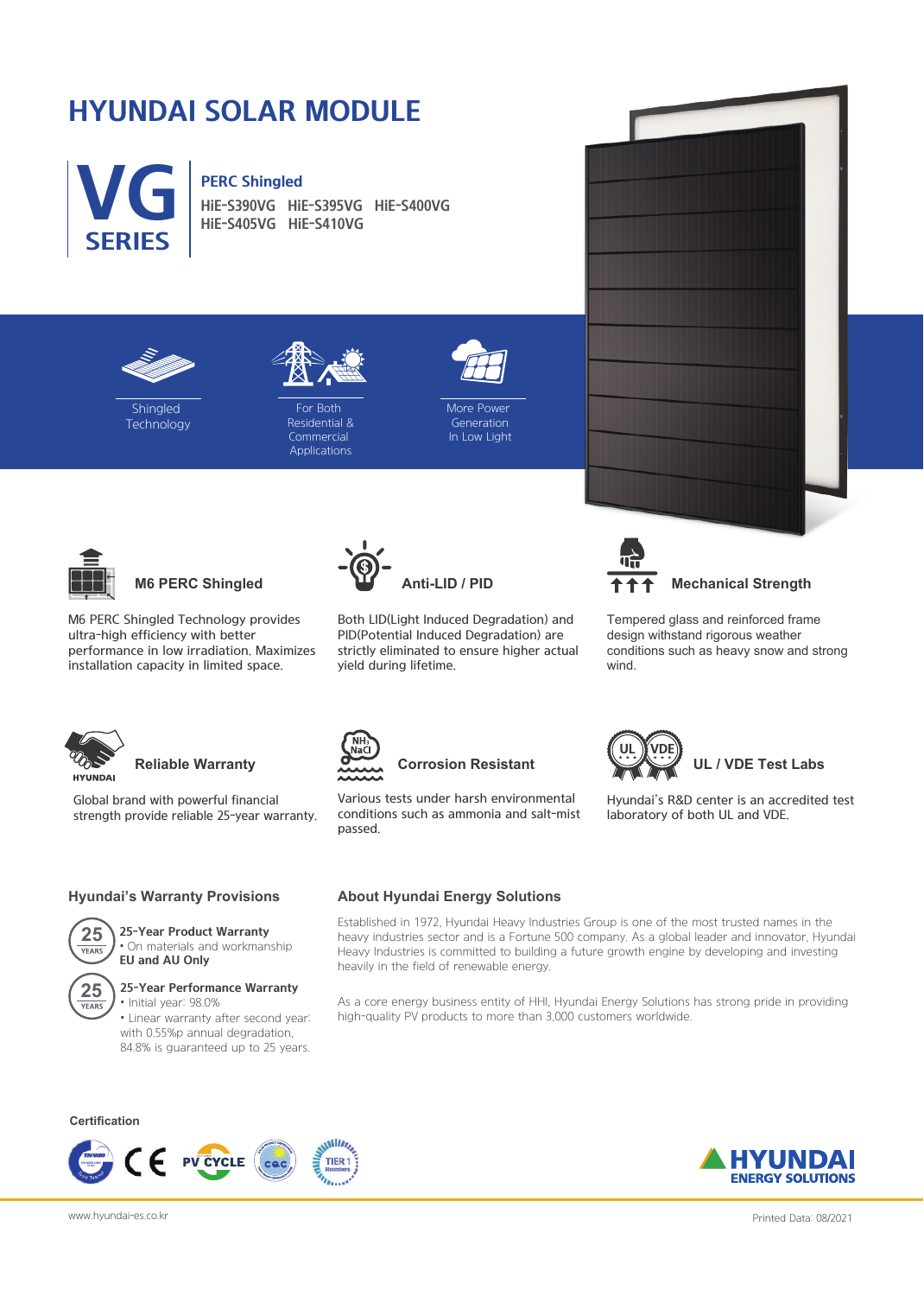# HYUNDAI SOLAR MODULE

## VG SERIES

**PERC Shingled**

HiE-S390VG HiE-S395VG HiE-S400VG
HiE-S405VG HiE-S410VG

Shingled Technology

For Both Residential & Commercial Applications

More Power Generation In Low Light

### M6 PERC Shingled

M6 PERC Shingled Technology provides ultra-high efficiency with better performance in low irradiation. Maximizes installation capacity in limited space.

### Anti-LID / PID

Both LID(Light Induced Degradation) and PID(Potential Induced Degradation) are strictly eliminated to ensure higher actual yield during lifetime.

### Mechanical Strength

Tempered glass and reinforced frame design withstand rigorous weather conditions such as heavy snow and strong wind.

### Reliable Warranty

Global brand with powerful financial strength provide reliable 25-year warranty.

### Corrosion Resistant

Various tests under harsh environmental conditions such as ammonia and salt-mist passed.

### UL / VDE Test Labs

Hyundai's R&D center is an accredited test laboratory of both UL and VDE.

## Hyundai's Warranty Provisions

**25-Year Product Warranty**
- On materials and workmanship

**EU and AU Only**

**25-Year Performance Warranty**
- Initial year: 98.0%
- Linear warranty after second year: with 0.55%p annual degradation, 84.8% is guaranteed up to 25 years.

## About Hyundai Energy Solutions

Established in 1972, Hyundai Heavy Industries Group is one of the most trusted names in the heavy industries sector and is a Fortune 500 company. As a global leader and innovator, Hyundai Heavy Industries is committed to building a future growth engine by developing and investing heavily in the field of renewable energy.

As a core energy business entity of HHI, Hyundai Energy Solutions has strong pride in providing high-quality PV products to more than 3,000 customers worldwide.

**Certification**

HYUNDAI ENERGY SOLUTIONS

www.hyundai-es.co.kr

Printed Data: 08/2021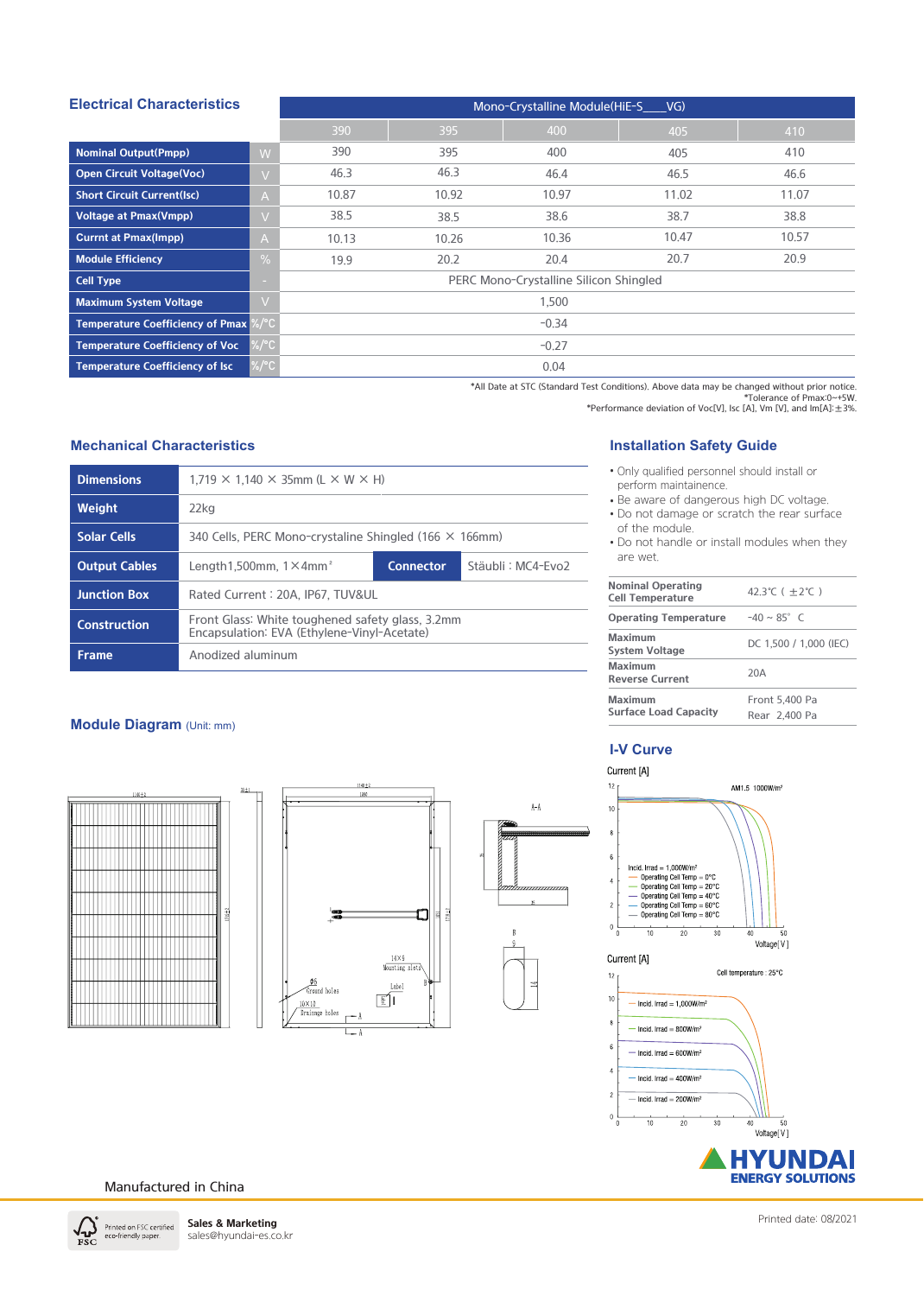## Electrical Characteristics

| | | Mono-Crystalline Module(HiE-S___VG) | | | | |
|---|---|---|---|---|---|---|
| | | 390 | 395 | 400 | 405 | 410 |
| Nominal Output(Pmpp) | W | 390 | 395 | 400 | 405 | 410 |
| Open Circuit Voltage(Voc) | V | 46.3 | 46.3 | 46.4 | 46.5 | 46.6 |
| Short Circuit Current(Isc) | A | 10.87 | 10.92 | 10.97 | 11.02 | 11.07 |
| Voltage at Pmax(Vmpp) | V | 38.5 | 38.5 | 38.6 | 38.7 | 38.8 |
| Currnt at Pmax(Impp) | A | 10.13 | 10.26 | 10.36 | 10.47 | 10.57 |
| Module Efficiency | % | 19.9 | 20.2 | 20.4 | 20.7 | 20.9 |
| Cell Type | - | PERC Mono-Crystalline Silicon Shingled | | | | |
| Maximum System Voltage | V | 1,500 | | | | |
| Temperature Coefficiency of Pmax | %/°C | -0.34 | | | | |
| Temperature Coefficiency of Voc | %/°C | -0.27 | | | | |
| Temperature Coefficiency of Isc | %/°C | 0.04 | | | | |

*All Date at STC (Standard Test Conditions). Above data may be changed without prior notice.
*Tolerance of Pmax:0~+5W.
*Performance deviation of Voc[V], Isc [A], Vm [V], and Im[A]:±3%.

## Mechanical Characteristics

| | | | |
|---|---|---|---|
| Dimensions | 1,719 × 1,140 × 35mm (L × W × H) | | |
| Weight | 22kg | | |
| Solar Cells | 340 Cells, PERC Mono-crystaline Shingled (166 × 166mm) | | |
| Output Cables | Length1,500mm, 1×4mm² | Connector | Stäubli : MC4-Evo2 |
| Junction Box | Rated Current : 20A, IP67, TUV&UL | | |
| Construction | Front Glass: White toughened safety glass, 3.2mm<br>Encapsulation: EVA (Ethylene-Vinyl-Acetate) | | |
| Frame | Anodized aluminum | | |

## Installation Safety Guide

- Only qualified personnel should install or perform maintainance.
- Be aware of dangerous high DC voltage.
- Do not damage or scratch the rear surface of the module.
- Do not handle or install modules when they are wet.

| | |
|---|---|
| Nominal Operating Cell Temperature | 42.3℃ ( ±2℃ ) |
| Operating Temperature | -40 ~ 85° C |
| Maximum System Voltage | DC 1,500 / 1,000 (IEC) |
| Maximum Reverse Current | 20A |
| Maximum Surface Load Capacity | Front 5,400 Pa<br>Rear 2,400 Pa |

## Module Diagram (Unit: mm)

A-A
B
14X9 Mounting slots
Ø6 Ground holes
10X10 Drainage holes
Label

## I-V Curve

Current [A]
AM1.5 1000W/m²
Incid. Irrad = 1,000W/m²
Operating Cell Temp = 0°C
Operating Cell Temp = 20°C
Operating Cell Temp = 40°C
Operating Cell Temp = 60°C
Operating Cell Temp = 80°C
Voltage[V]

Current [A]
Cell temperature : 25°C
Incid. Irrad = 1,000W/m²
Incid. Irrad = 800W/m²
Incid. Irrad = 600W/m²
Incid. Irrad = 400W/m²
Incid. Irrad = 200W/m²
Voltage[V]

HYUNDAI ENERGY SOLUTIONS

Manufactured in China

Printed on FSC certified eco-friendly paper.

**Sales & Marketing**
sales@hyundai-es.co.kr

Printed date: 08/2021